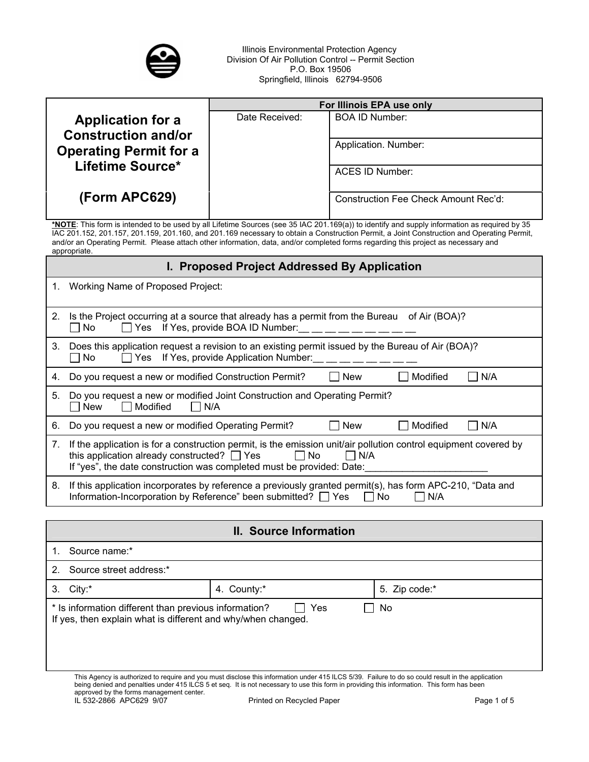Illinois Environmental Protection Agency
Division Of Air Pollution Control -- Permit Section
P.O. Box 19506
Springfield, Illinois 62794-9506

| **Application for a Construction and/or Operating Permit for a Lifetime Source*** <br><br> **(Form APC629)** | **For Illinois EPA use only** | |
|---|---|---|
| | Date Received: | BOA ID Number: |
| | | Application. Number: |
| | | ACES ID Number: |
| | | Construction Fee Check Amount Rec'd: |

***NOTE**: This form is intended to be used by all Lifetime Sources (see 35 IAC 201.169(a)) to identify and supply information as required by 35 IAC 201.152, 201.157, 201.159, 201.160, and 201.169 necessary to obtain a Construction Permit, a Joint Construction and Operating Permit, and/or an Operating Permit. Please attach other information, data, and/or completed forms regarding this project as necessary and appropriate.

## I. Proposed Project Addressed By Application

1. Working Name of Proposed Project:
2. Is the Project occurring at a source that already has a permit from the Bureau of Air (BOA)?
   ☐ No ☐ Yes If Yes, provide BOA ID Number:__ __ __ __ __ __ __ __ __
3. Does this application request a revision to an existing permit issued by the Bureau of Air (BOA)?
   ☐ No ☐ Yes If Yes, provide Application Number:__ __ __ __ __ __ __ __ __
4. Do you request a new or modified Construction Permit? ☐ New ☐ Modified ☐ N/A
5. Do you request a new or modified Joint Construction and Operating Permit?
   ☐ New ☐ Modified ☐ N/A
6. Do you request a new or modified Operating Permit? ☐ New ☐ Modified ☐ N/A
7. If the application is for a construction permit, is the emission unit/air pollution control equipment covered by this application already constructed? ☐ Yes ☐ No ☐ N/A
   If "yes", the date construction was completed must be provided: Date:_______________________
8. If this application incorporates by reference a previously granted permit(s), has form APC-210, "Data and Information-Incorporation by Reference" been submitted? ☐ Yes ☐ No ☐ N/A

## II. Source Information

1. Source name:*
2. Source street address:*

| 3. City:* | 4. County:* | 5. Zip code:* |
|---|---|---|

\* Is information different than previous information? ☐ Yes ☐ No
If yes, then explain what is different and why/when changed.

This Agency is authorized to require and you must disclose this information under 415 ILCS 5/39. Failure to do so could result in the application being denied and penalties under 415 ILCS 5 et seq. It is not necessary to use this form in providing this information. This form has been approved by the forms management center.

IL 532-2866 APC629 9/07 Printed on Recycled Paper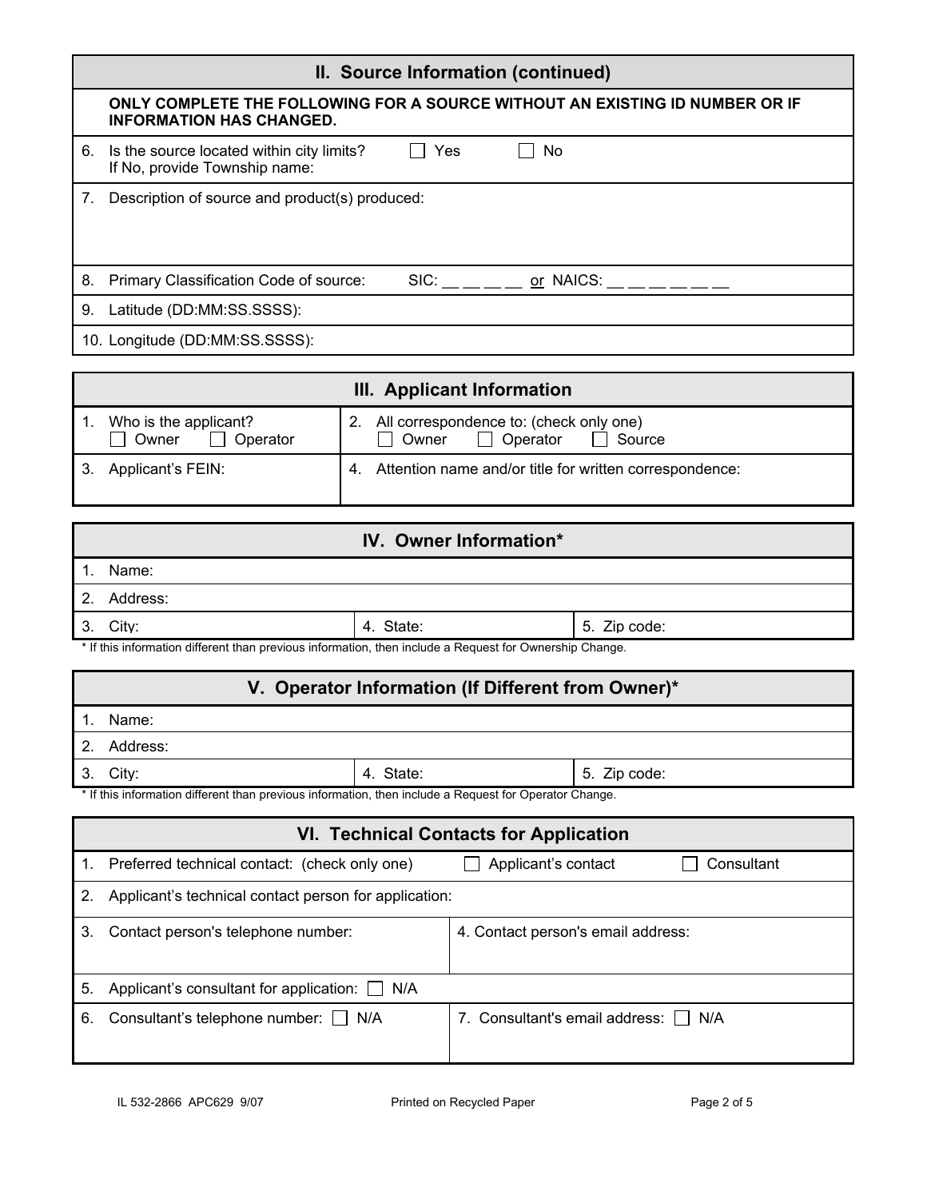## II. Source Information (continued)

**ONLY COMPLETE THE FOLLOWING FOR A SOURCE WITHOUT AN EXISTING ID NUMBER OR IF INFORMATION HAS CHANGED.**

6. Is the source located within city limits? ☐ Yes ☐ No
   If No, provide Township name:

7. Description of source and product(s) produced:

8. Primary Classification Code of source: SIC: __ __ __ __ or NAICS: __ __ __ __ __ __

9. Latitude (DD:MM:SS.SSSS):

10. Longitude (DD:MM:SS.SSSS):

## III. Applicant Information

| | |
|---|---|
| 1. Who is the applicant? ☐ Owner ☐ Operator | 2. All correspondence to: (check only one) ☐ Owner ☐ Operator ☐ Source |
| 3. Applicant's FEIN: | 4. Attention name and/or title for written correspondence: |

## IV. Owner Information*

1. Name:

2. Address:

| | | |
|---|---|---|
| 3. City: | 4. State: | 5. Zip code: |

\* If this information different than previous information, then include a Request for Ownership Change.

## V. Operator Information (If Different from Owner)*

1. Name:

2. Address:

| | | |
|---|---|---|
| 3. City: | 4. State: | 5. Zip code: |

\* If this information different than previous information, then include a Request for Operator Change.

## VI. Technical Contacts for Application

1. Preferred technical contact: (check only one) ☐ Applicant's contact ☐ Consultant

2. Applicant's technical contact person for application:

| | |
|---|---|
| 3. Contact person's telephone number: | 4. Contact person's email address: |

5. Applicant's consultant for application: ☐ N/A

| | |
|---|---|
| 6. Consultant's telephone number: ☐ N/A | 7. Consultant's email address: ☐ N/A |

IL 532-2866 APC629 9/07 Printed on Recycled Paper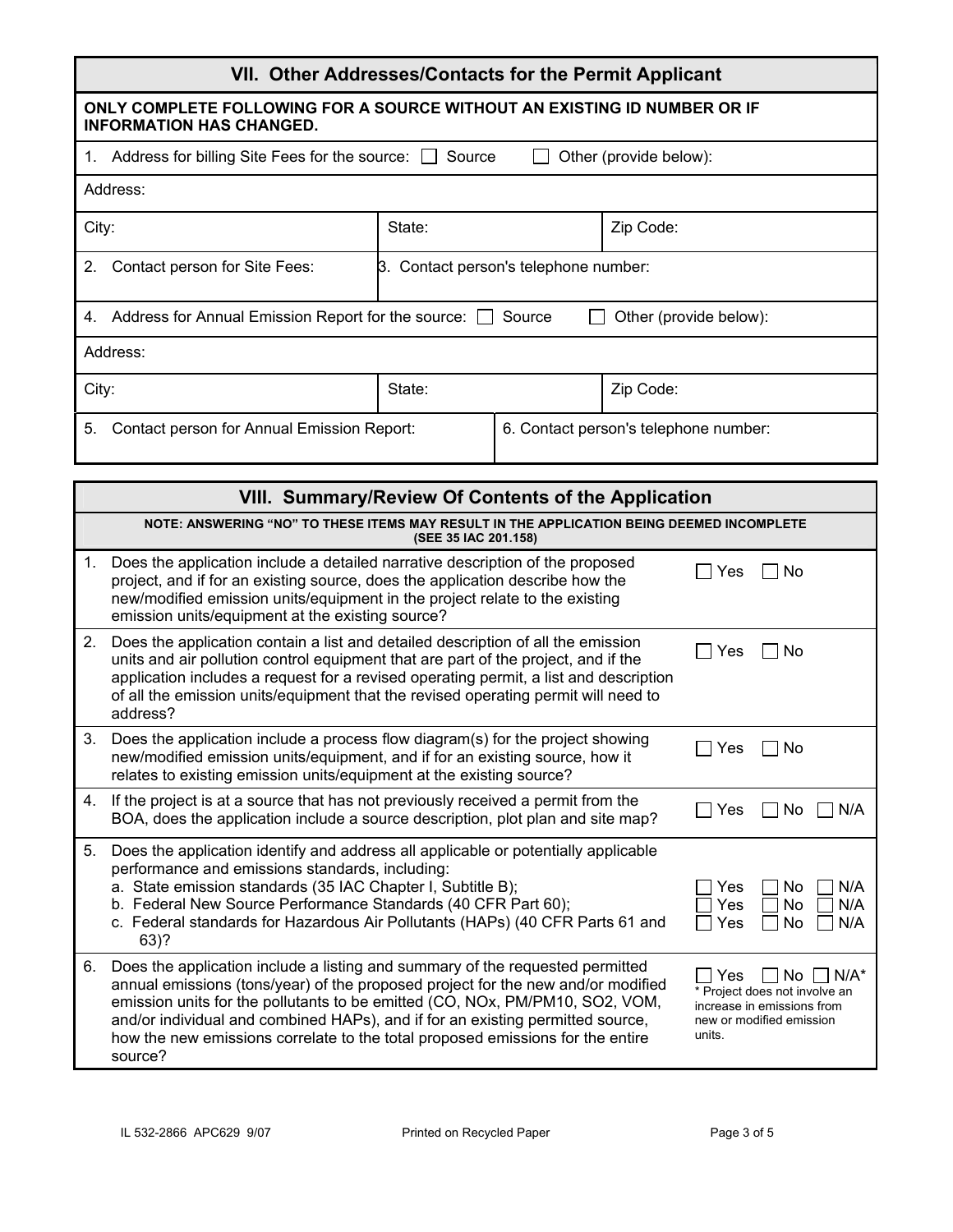## VII. Other Addresses/Contacts for the Permit Applicant

**ONLY COMPLETE FOLLOWING FOR A SOURCE WITHOUT AN EXISTING ID NUMBER OR IF INFORMATION HAS CHANGED.**

1. Address for billing Site Fees for the source: ☐ Source ☐ Other (provide below):

| Address: | | |
|---|---|---|
| City: | State: | Zip Code: |

| 2. Contact person for Site Fees: | 3. Contact person's telephone number: |
|---|---|

4. Address for Annual Emission Report for the source: ☐ Source ☐ Other (provide below):

| Address: | | |
|---|---|---|
| City: | State: | Zip Code: |

| 5. Contact person for Annual Emission Report: | 6. Contact person's telephone number: |
|---|---|

## VIII. Summary/Review Of Contents of the Application

**NOTE: ANSWERING "NO" TO THESE ITEMS MAY RESULT IN THE APPLICATION BEING DEEMED INCOMPLETE (SEE 35 IAC 201.158)**

| | Question | Response |
|---|---|---|
| 1. | Does the application include a detailed narrative description of the proposed project, and if for an existing source, does the application describe how the new/modified emission units/equipment in the project relate to the existing emission units/equipment at the existing source? | ☐ Yes ☐ No |
| 2. | Does the application contain a list and detailed description of all the emission units and air pollution control equipment that are part of the project, and if the application includes a request for a revised operating permit, a list and description of all the emission units/equipment that the revised operating permit will need to address? | ☐ Yes ☐ No |
| 3. | Does the application include a process flow diagram(s) for the project showing new/modified emission units/equipment, and if for an existing source, how it relates to existing emission units/equipment at the existing source? | ☐ Yes ☐ No |
| 4. | If the project is at a source that has not previously received a permit from the BOA, does the application include a source description, plot plan and site map? | ☐ Yes ☐ No ☐ N/A |
| 5. | Does the application identify and address all applicable or potentially applicable performance and emissions standards, including: | |
| | a. State emission standards (35 IAC Chapter I, Subtitle B); | ☐ Yes ☐ No ☐ N/A |
| | b. Federal New Source Performance Standards (40 CFR Part 60); | ☐ Yes ☐ No ☐ N/A |
| | c. Federal standards for Hazardous Air Pollutants (HAPs) (40 CFR Parts 61 and 63)? | ☐ Yes ☐ No ☐ N/A |
| 6. | Does the application include a listing and summary of the requested permitted annual emissions (tons/year) of the proposed project for the new and/or modified emission units for the pollutants to be emitted (CO, NOx, PM/PM10, SO2, VOM, and/or individual and combined HAPs), and if for an existing permitted source, how the new emissions correlate to the total proposed emissions for the entire source? | ☐ Yes ☐ No ☐ N/A* <br> * Project does not involve an increase in emissions from new or modified emission units. |

IL 532-2866 APC629 9/07 Printed on Recycled Paper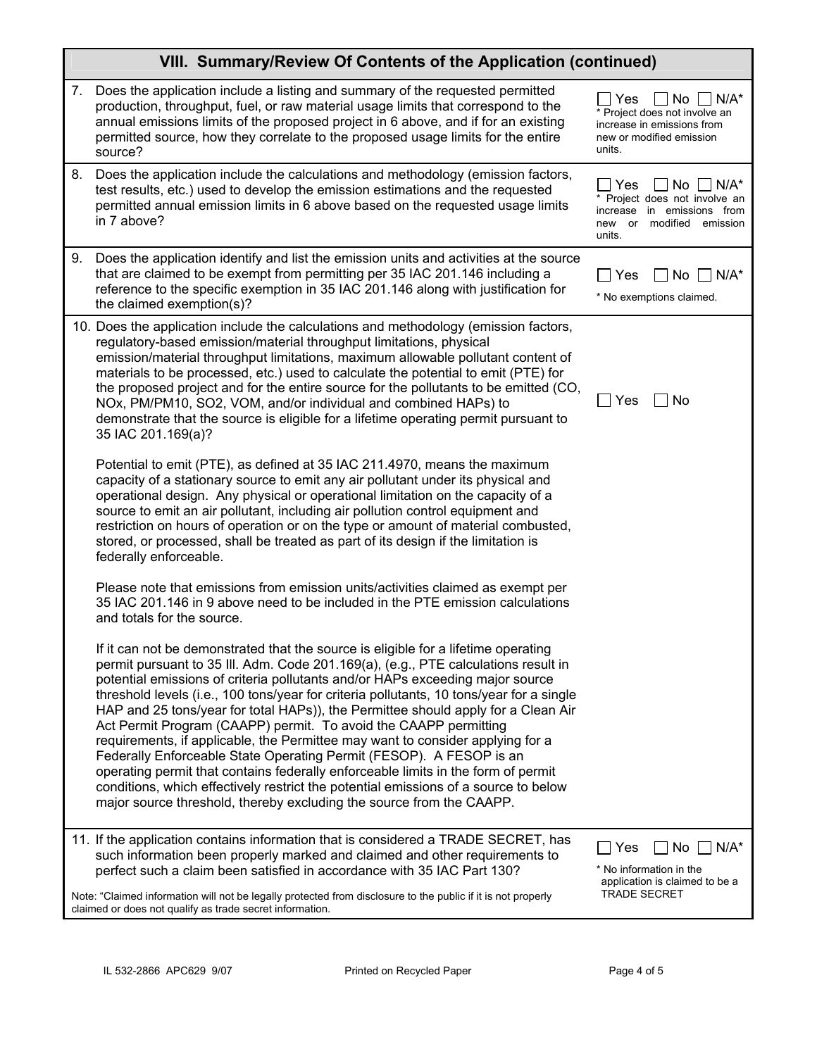## VIII. Summary/Review Of Contents of the Application (continued)

| | Question | Response |
|---|---|---|
| 7. | Does the application include a listing and summary of the requested permitted production, throughput, fuel, or raw material usage limits that correspond to the annual emissions limits of the proposed project in 6 above, and if for an existing permitted source, how they correlate to the proposed usage limits for the entire source? | ☐ Yes ☐ No ☐ N/A* <br> * Project does not involve an increase in emissions from new or modified emission units. |
| 8. | Does the application include the calculations and methodology (emission factors, test results, etc.) used to develop the emission estimations and the requested permitted annual emission limits in 6 above based on the requested usage limits in 7 above? | ☐ Yes ☐ No ☐ N/A* <br> * Project does not involve an increase in emissions from new or modified emission units. |
| 9. | Does the application identify and list the emission units and activities at the source that are claimed to be exempt from permitting per 35 IAC 201.146 including a reference to the specific exemption in 35 IAC 201.146 along with justification for the claimed exemption(s)? | ☐ Yes ☐ No ☐ N/A* <br> * No exemptions claimed. |
| 10. | Does the application include the calculations and methodology (emission factors, regulatory-based emission/material throughput limitations, physical emission/material throughput limitations, maximum allowable pollutant content of materials to be processed, etc.) used to calculate the potential to emit (PTE) for the proposed project and for the entire source for the pollutants to be emitted (CO, NOx, PM/PM10, SO2, VOM, and/or individual and combined HAPs) to demonstrate that the source is eligible for a lifetime operating permit pursuant to 35 IAC 201.169(a)? <br><br> Potential to emit (PTE), as defined at 35 IAC 211.4970, means the maximum capacity of a stationary source to emit any air pollutant under its physical and operational design. Any physical or operational limitation on the capacity of a source to emit an air pollutant, including air pollution control equipment and restriction on hours of operation or on the type or amount of material combusted, stored, or processed, shall be treated as part of its design if the limitation is federally enforceable. <br><br> Please note that emissions from emission units/activities claimed as exempt per 35 IAC 201.146 in 9 above need to be included in the PTE emission calculations and totals for the source. <br><br> If it can not be demonstrated that the source is eligible for a lifetime operating permit pursuant to 35 Ill. Adm. Code 201.169(a), (e.g., PTE calculations result in potential emissions of criteria pollutants and/or HAPs exceeding major source threshold levels (i.e., 100 tons/year for criteria pollutants, 10 tons/year for a single HAP and 25 tons/year for total HAPs)), the Permittee should apply for a Clean Air Act Permit Program (CAAPP) permit. To avoid the CAAPP permitting requirements, if applicable, the Permittee may want to consider applying for a Federally Enforceable State Operating Permit (FESOP). A FESOP is an operating permit that contains federally enforceable limits in the form of permit conditions, which effectively restrict the potential emissions of a source to below major source threshold, thereby excluding the source from the CAAPP. | ☐ Yes ☐ No |
| 11. | If the application contains information that is considered a TRADE SECRET, has such information been properly marked and claimed and other requirements to perfect such a claim been satisfied in accordance with 35 IAC Part 130? <br><br> Note: "Claimed information will not be legally protected from disclosure to the public if it is not properly claimed or does not qualify as trade secret information. | ☐ Yes ☐ No ☐ N/A* <br> * No information in the application is claimed to be a TRADE SECRET |

IL 532-2866 APC629 9/07 Printed on Recycled Paper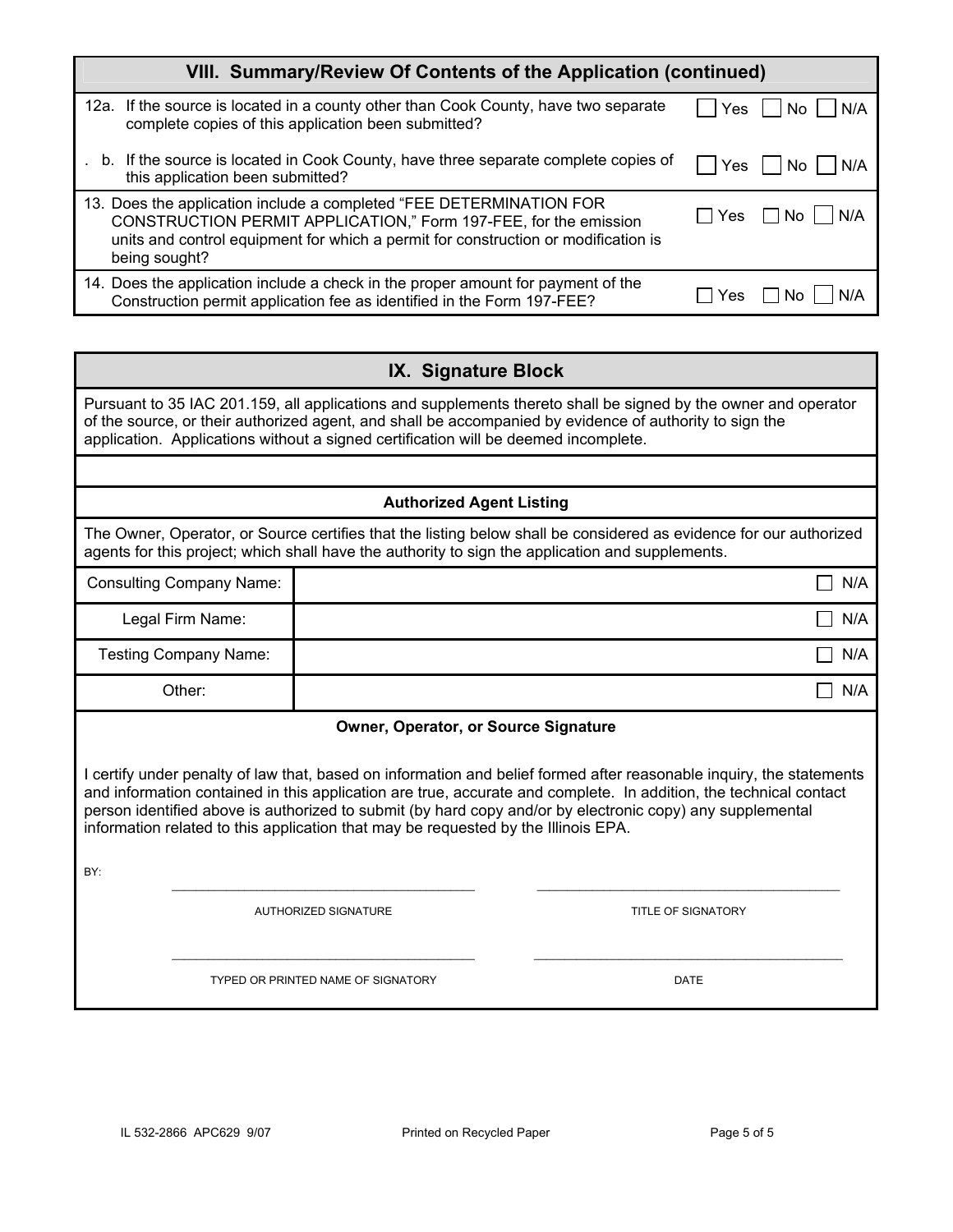## VIII. Summary/Review Of Contents of the Application (continued)

| | |
|---|---|
| 12a. If the source is located in a county other than Cook County, have two separate complete copies of this application been submitted? | ☐ Yes ☐ No ☐ N/A |
| b. If the source is located in Cook County, have three separate complete copies of this application been submitted? | ☐ Yes ☐ No ☐ N/A |
| 13. Does the application include a completed "FEE DETERMINATION FOR CONSTRUCTION PERMIT APPLICATION," Form 197-FEE, for the emission units and control equipment for which a permit for construction or modification is being sought? | ☐ Yes ☐ No ☐ N/A |
| 14. Does the application include a check in the proper amount for payment of the Construction permit application fee as identified in the Form 197-FEE? | ☐ Yes ☐ No ☐ N/A |

## IX. Signature Block

Pursuant to 35 IAC 201.159, all applications and supplements thereto shall be signed by the owner and operator of the source, or their authorized agent, and shall be accompanied by evidence of authority to sign the application. Applications without a signed certification will be deemed incomplete.

### Authorized Agent Listing

The Owner, Operator, or Source certifies that the listing below shall be considered as evidence for our authorized agents for this project; which shall have the authority to sign the application and supplements.

| | |
|---|---|
| Consulting Company Name: | ☐ N/A |
| Legal Firm Name: | ☐ N/A |
| Testing Company Name: | ☐ N/A |
| Other: | ☐ N/A |

### Owner, Operator, or Source Signature

I certify under penalty of law that, based on information and belief formed after reasonable inquiry, the statements and information contained in this application are true, accurate and complete. In addition, the technical contact person identified above is authorized to submit (by hard copy and/or by electronic copy) any supplemental information related to this application that may be requested by the Illinois EPA.

BY:

______________________________ AUTHORIZED SIGNATURE

______________________________ TITLE OF SIGNATORY

______________________________ TYPED OR PRINTED NAME OF SIGNATORY

______________________________ DATE

IL 532-2866 APC629 9/07 Printed on Recycled Paper